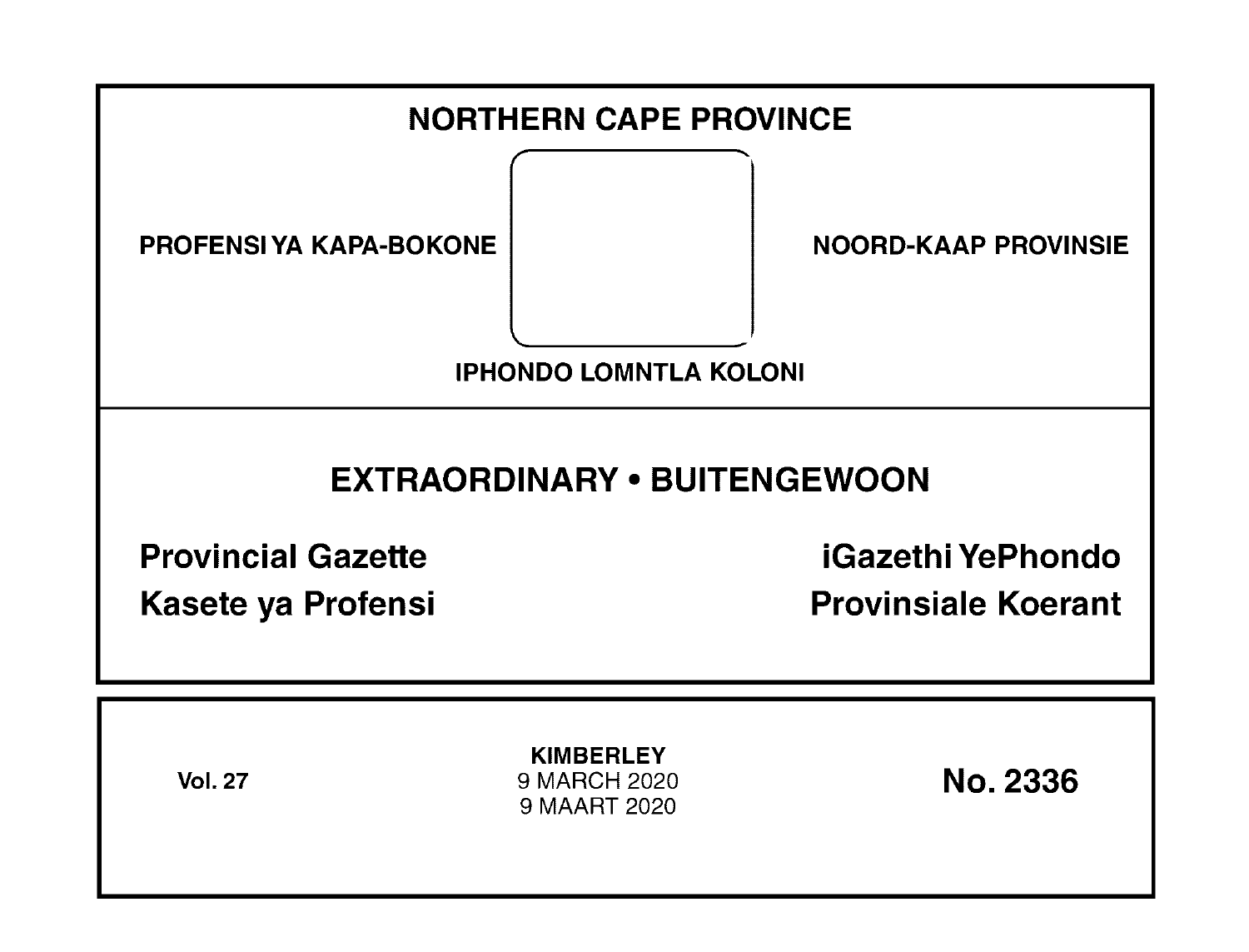# NORTHERN CAPE PROVINCE

PROFENSI YA KAPA-BOKONE

NOORD-KAAP PROVINSIE

IPHONDO LOMNTLA KOLONI

## EXTRAORDINARY • BUITENGEWOON

**Provincial Gazette**

**Kasete ya Profensi**

**iGazethi YePhondo**

**Provinsiale Koerant**

**Vol. 27**

**KIMBERLEY**
9 MARCH 2020
9 MAART 2020

**No. 2336**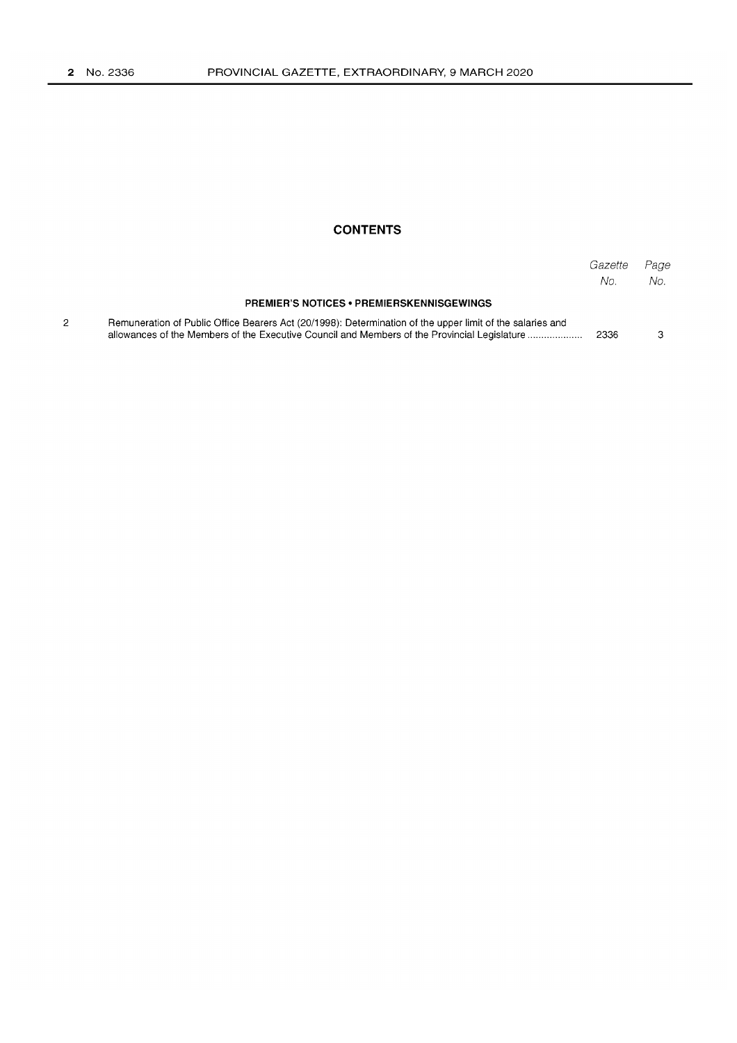## CONTENTS

| | | Gazette No. | Page No. |
|---|---|---|---|
| | **PREMIER'S NOTICES • PREMIERSKENNISGEWINGS** | | |
| 2 | Remuneration of Public Office Bearers Act (20/1998): Determination of the upper limit of the salaries and allowances of the Members of the Executive Council and Members of the Provincial Legislature .................... | 2336 | 3 |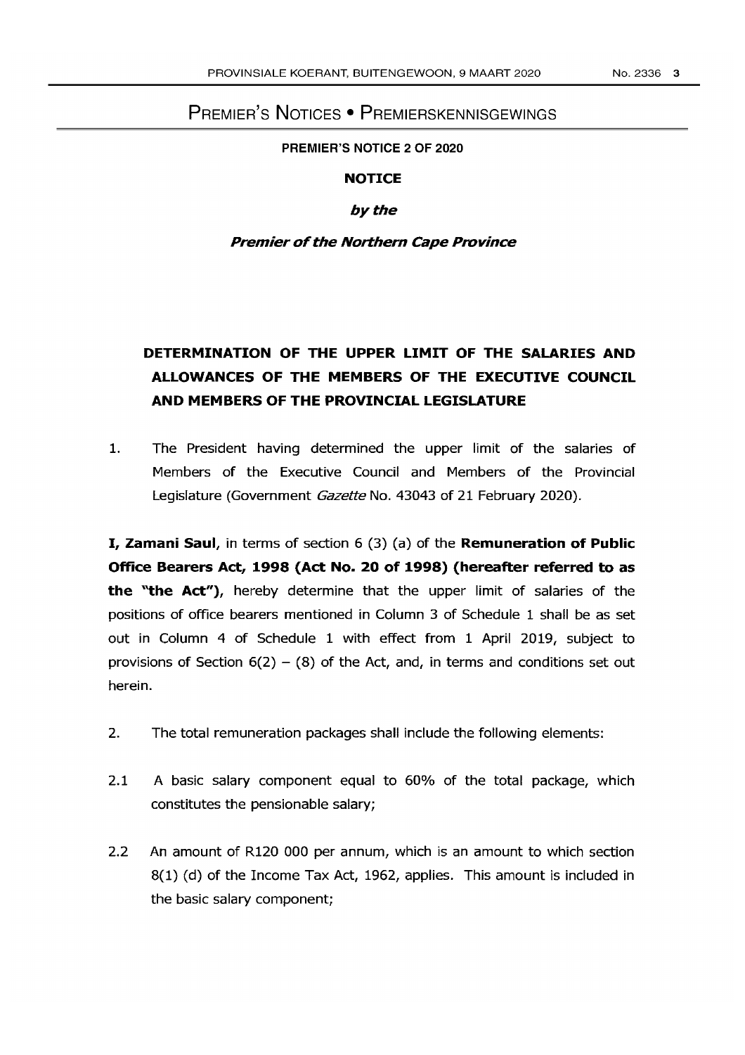# PREMIER'S NOTICES • PREMIERSKENNISGEWINGS

**PREMIER'S NOTICE 2 OF 2020**

**NOTICE**

***by the***

***Premier of the Northern Cape Province***

## DETERMINATION OF THE UPPER LIMIT OF THE SALARIES AND ALLOWANCES OF THE MEMBERS OF THE EXECUTIVE COUNCIL AND MEMBERS OF THE PROVINCIAL LEGISLATURE

1. The President having determined the upper limit of the salaries of Members of the Executive Council and Members of the Provincial Legislature (Government *Gazette* No. 43043 of 21 February 2020).

**I, Zamani Saul**, in terms of section 6 (3) (a) of the **Remuneration of Public Office Bearers Act, 1998 (Act No. 20 of 1998) (hereafter referred to as the "the Act")**, hereby determine that the upper limit of salaries of the positions of office bearers mentioned in Column 3 of Schedule 1 shall be as set out in Column 4 of Schedule 1 with effect from 1 April 2019, subject to provisions of Section 6(2) – (8) of the Act, and, in terms and conditions set out herein.

2. The total remuneration packages shall include the following elements:

2.1 A basic salary component equal to 60% of the total package, which constitutes the pensionable salary;

2.2 An amount of R120 000 per annum, which is an amount to which section 8(1) (d) of the Income Tax Act, 1962, applies. This amount is included in the basic salary component;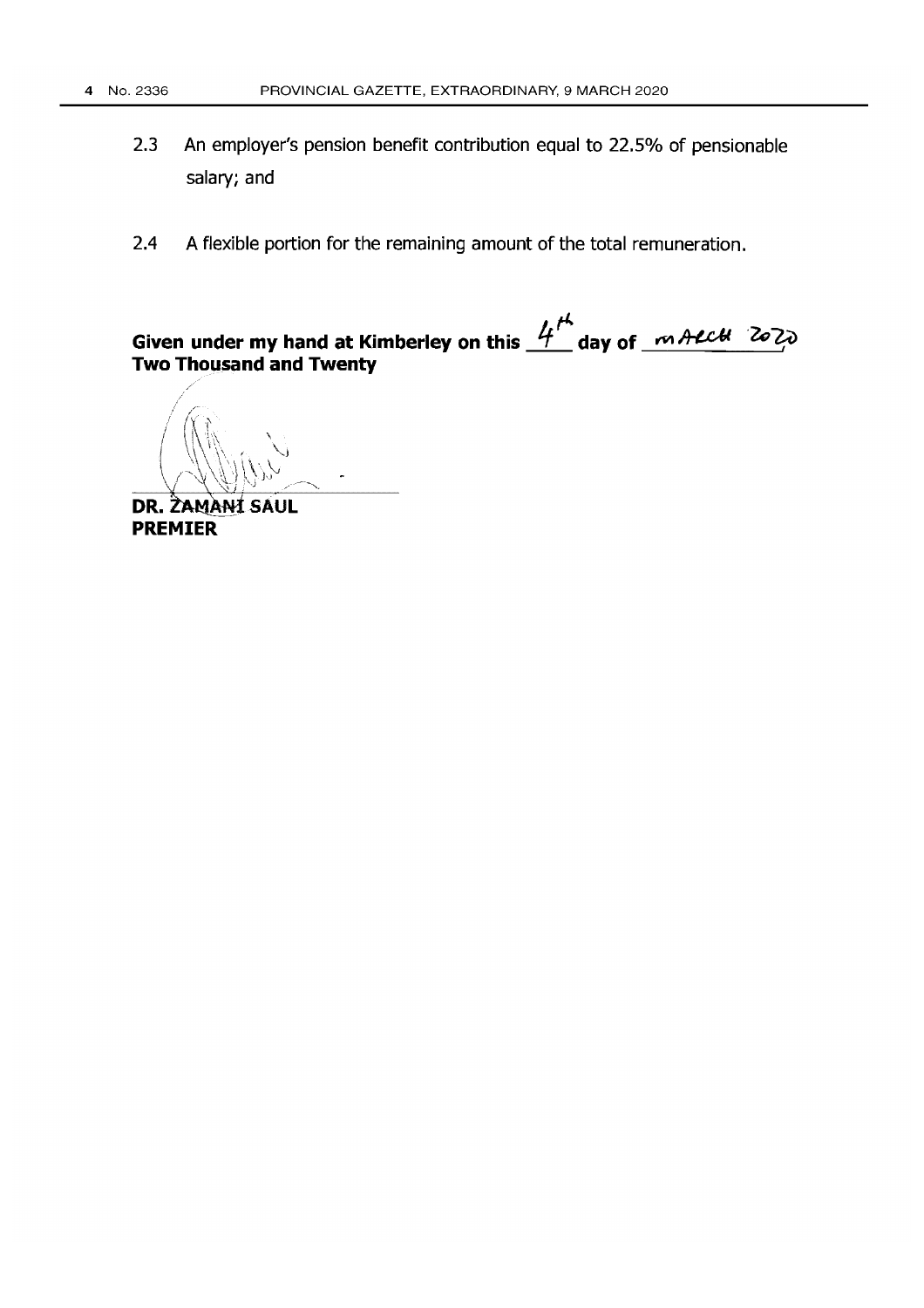2.3 An employer's pension benefit contribution equal to 22.5% of pensionable salary; and

2.4 A flexible portion for the remaining amount of the total remuneration.

**Given under my hand at Kimberley on this** 4th **day of** March 2020 **Two Thousand and Twenty**

**DR. ZAMANI SAUL**
**PREMIER**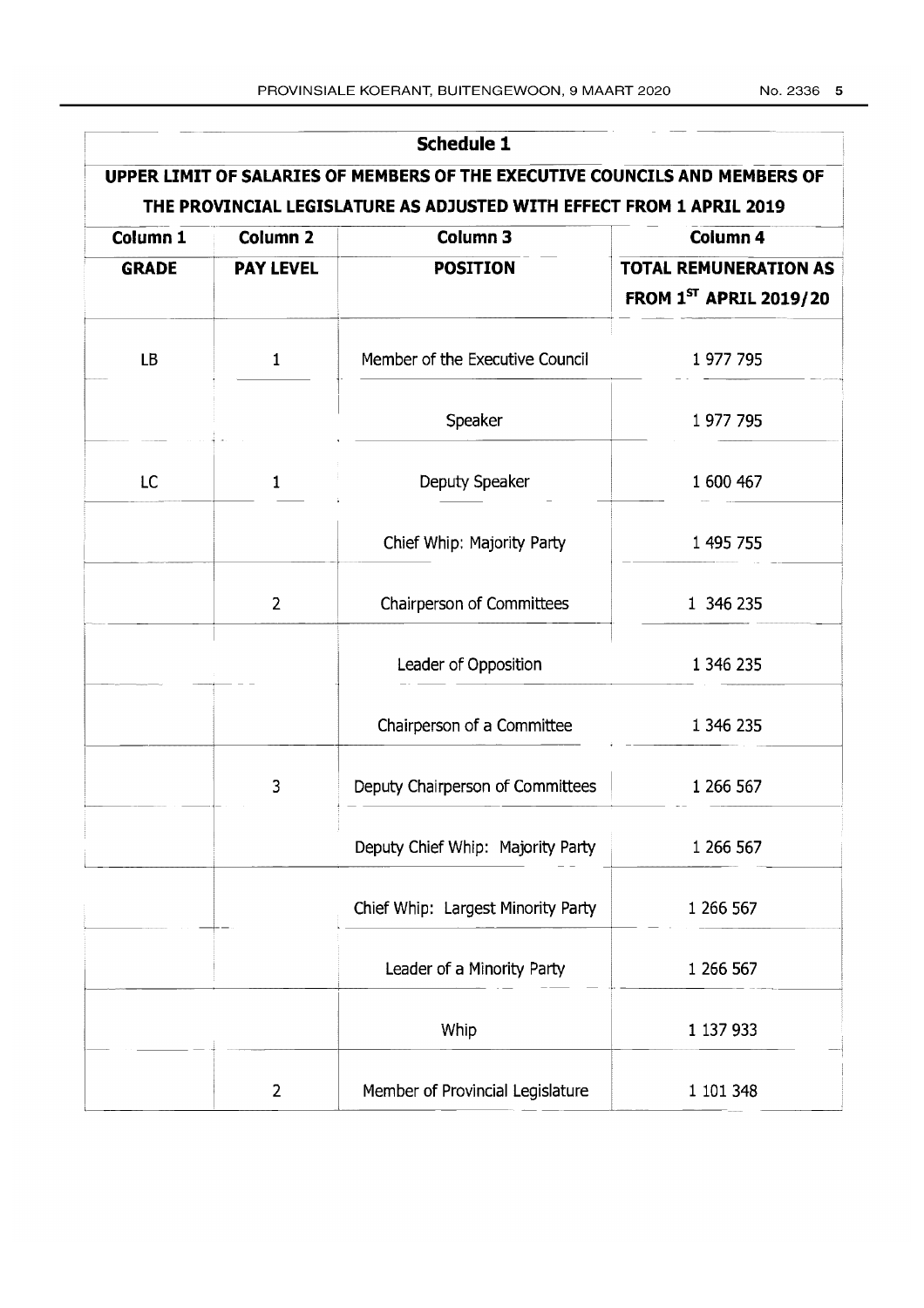## Schedule 1

**UPPER LIMIT OF SALARIES OF MEMBERS OF THE EXECUTIVE COUNCILS AND MEMBERS OF THE PROVINCIAL LEGISLATURE AS ADJUSTED WITH EFFECT FROM 1 APRIL 2019**

| Column 1 | Column 2 | Column 3 | Column 4 |
|---|---|---|---|
| **GRADE** | **PAY LEVEL** | **POSITION** | **TOTAL REMUNERATION AS FROM 1ST APRIL 2019/20** |
| LB | 1 | Member of the Executive Council | 1 977 795 |
| | | Speaker | 1 977 795 |
| LC | 1 | Deputy Speaker | 1 600 467 |
| | | Chief Whip: Majority Party | 1 495 755 |
| | 2 | Chairperson of Committees | 1 346 235 |
| | | Leader of Opposition | 1 346 235 |
| | | Chairperson of a Committee | 1 346 235 |
| | 3 | Deputy Chairperson of Committees | 1 266 567 |
| | | Deputy Chief Whip: Majority Party | 1 266 567 |
| | | Chief Whip: Largest Minority Party | 1 266 567 |
| | | Leader of a Minority Party | 1 266 567 |
| | | Whip | 1 137 933 |
| | 2 | Member of Provincial Legislature | 1 101 348 |